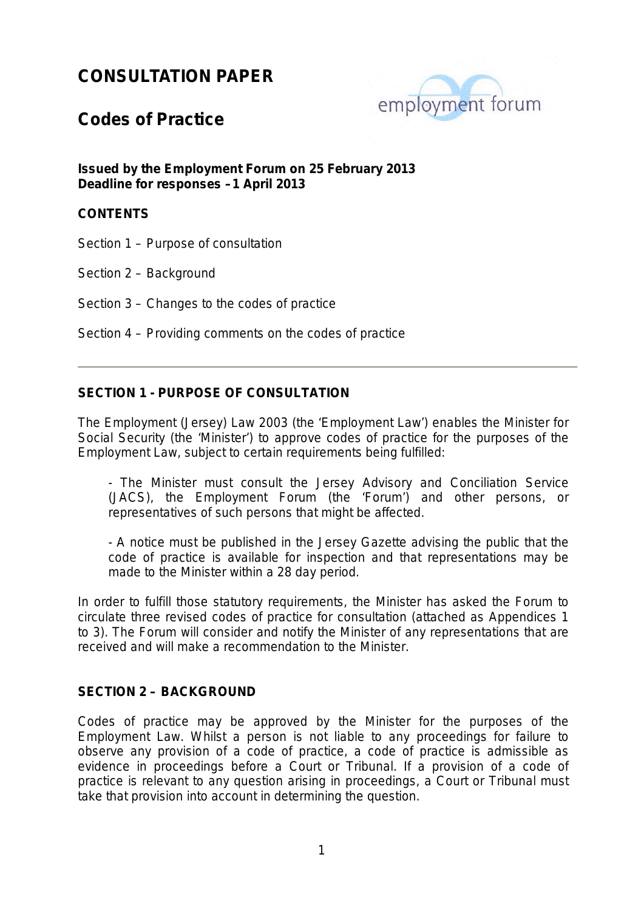# CONSULTATION PAPER

## Codes of Practice

employment forum

**Issued by the Employment Forum on 25 February 2013**
**Deadline for responses – 1 April 2013**

**CONTENTS**

Section 1 – Purpose of consultation

Section 2 – Background

Section 3 – Changes to the codes of practice

Section 4 – Providing comments on the codes of practice

---

### SECTION 1 - PURPOSE OF CONSULTATION

The Employment (Jersey) Law 2003 (the 'Employment Law') enables the Minister for Social Security (the 'Minister') to approve codes of practice for the purposes of the Employment Law, subject to certain requirements being fulfilled:

- The Minister must consult the Jersey Advisory and Conciliation Service (JACS), the Employment Forum (the 'Forum') and other persons, or representatives of such persons that might be affected.

- A notice must be published in the Jersey Gazette advising the public that the code of practice is available for inspection and that representations may be made to the Minister within a 28 day period.

In order to fulfill those statutory requirements, the Minister has asked the Forum to circulate three revised codes of practice for consultation (attached as Appendices 1 to 3). The Forum will consider and notify the Minister of any representations that are received and will make a recommendation to the Minister.

### SECTION 2 – BACKGROUND

Codes of practice may be approved by the Minister for the purposes of the Employment Law. Whilst a person is not liable to any proceedings for failure to observe any provision of a code of practice, a code of practice is admissible as evidence in proceedings before a Court or Tribunal. If a provision of a code of practice is relevant to any question arising in proceedings, a Court or Tribunal must take that provision into account in determining the question.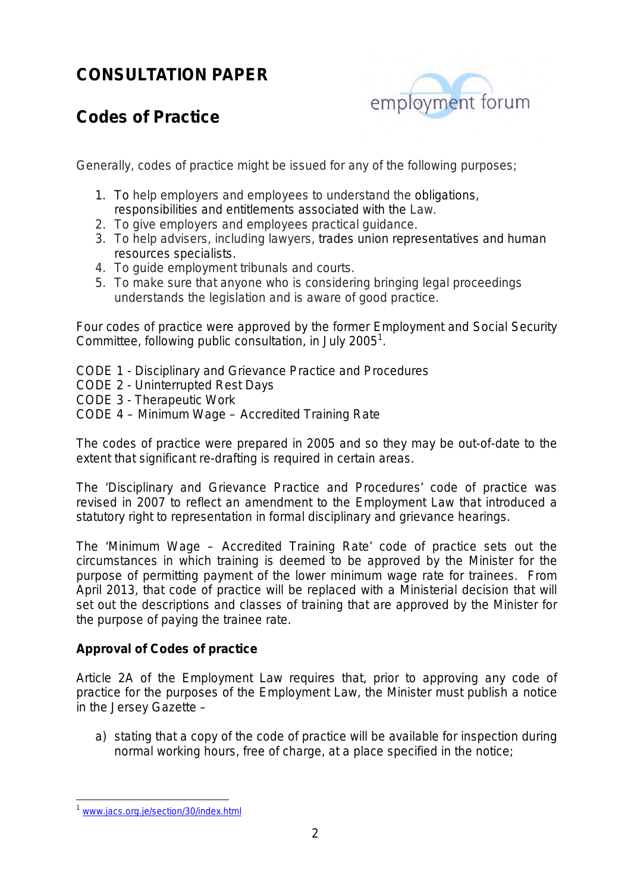# CONSULTATION PAPER

## Codes of Practice

Generally, codes of practice might be issued for any of the following purposes;

1. To help employers and employees to understand the obligations, responsibilities and entitlements associated with the Law.
2. To give employers and employees practical guidance.
3. To help advisers, including lawyers, trades union representatives and human resources specialists.
4. To guide employment tribunals and courts.
5. To make sure that anyone who is considering bringing legal proceedings understands the legislation and is aware of good practice.

Four codes of practice were approved by the former Employment and Social Security Committee, following public consultation, in July 2005[1].

CODE 1 - Disciplinary and Grievance Practice and Procedures
CODE 2 - Uninterrupted Rest Days
CODE 3 - Therapeutic Work
CODE 4 – Minimum Wage – Accredited Training Rate

The codes of practice were prepared in 2005 and so they may be out-of-date to the extent that significant re-drafting is required in certain areas.

The 'Disciplinary and Grievance Practice and Procedures' code of practice was revised in 2007 to reflect an amendment to the Employment Law that introduced a statutory right to representation in formal disciplinary and grievance hearings.

The 'Minimum Wage – Accredited Training Rate' code of practice sets out the circumstances in which training is deemed to be approved by the Minister for the purpose of permitting payment of the lower minimum wage rate for trainees. From April 2013, that code of practice will be replaced with a Ministerial decision that will set out the descriptions and classes of training that are approved by the Minister for the purpose of paying the trainee rate.

**Approval of Codes of practice**

Article 2A of the Employment Law requires that, prior to approving any code of practice for the purposes of the Employment Law, the Minister must publish a notice in the Jersey Gazette –

a) stating that a copy of the code of practice will be available for inspection during normal working hours, free of charge, at a place specified in the notice;

---

[1] www.jacs.org.je/section/30/index.html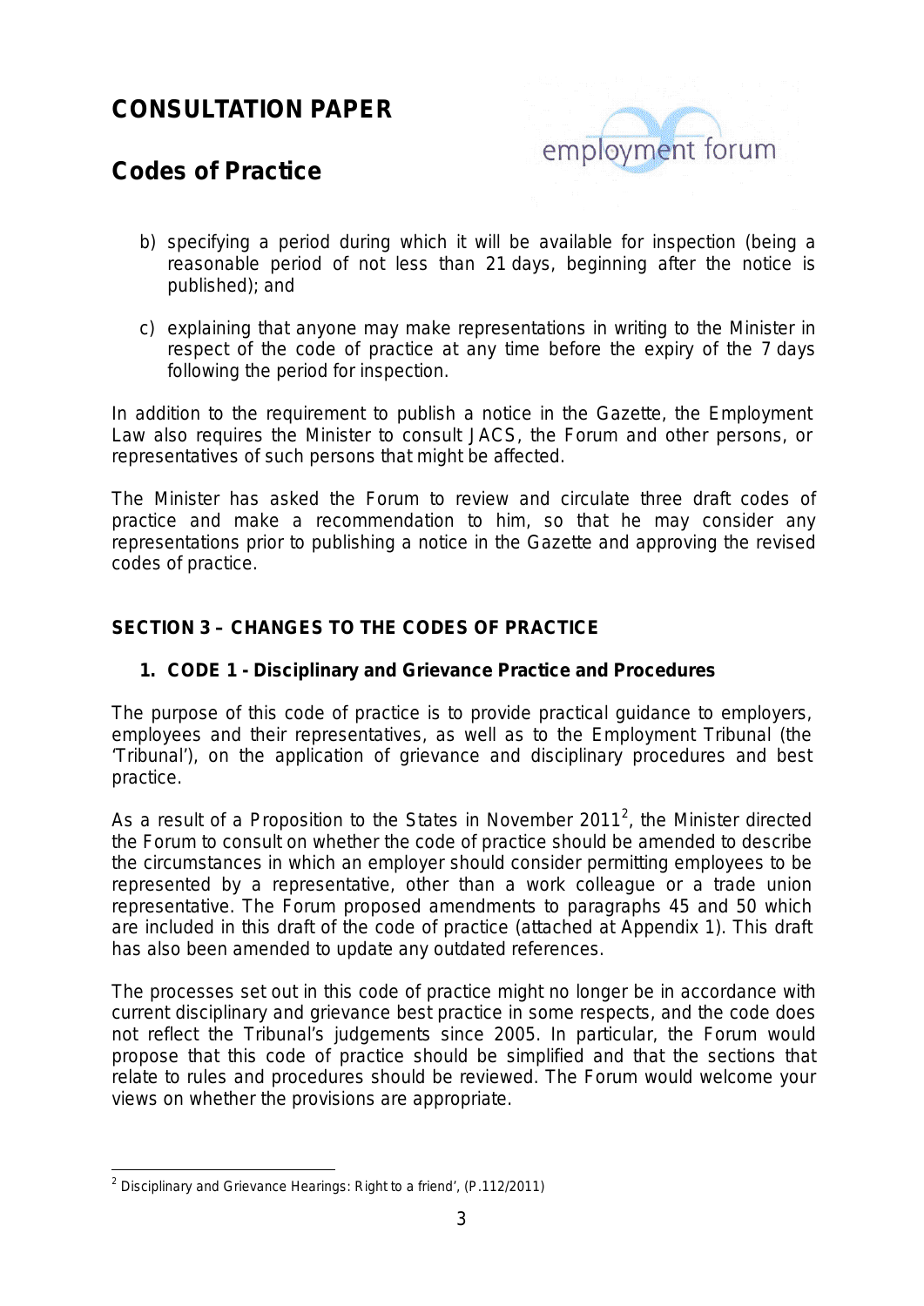b) specifying a period during which it will be available for inspection (being a reasonable period of not less than 21 days, beginning after the notice is published); and

c) explaining that anyone may make representations in writing to the Minister in respect of the code of practice at any time before the expiry of the 7 days following the period for inspection.

In addition to the requirement to publish a notice in the Gazette, the Employment Law also requires the Minister to consult JACS, the Forum and other persons, or representatives of such persons that might be affected.

The Minister has asked the Forum to review and circulate three draft codes of practice and make a recommendation to him, so that he may consider any representations prior to publishing a notice in the Gazette and approving the revised codes of practice.

## SECTION 3 – CHANGES TO THE CODES OF PRACTICE

### 1. CODE 1 - Disciplinary and Grievance Practice and Procedures

The purpose of this code of practice is to provide practical guidance to employers, employees and their representatives, as well as to the Employment Tribunal (the 'Tribunal'), on the application of grievance and disciplinary procedures and best practice.

As a result of a Proposition to the States in November 2011[2], the Minister directed the Forum to consult on whether the code of practice should be amended to describe the circumstances in which an employer should consider permitting employees to be represented by a representative, other than a work colleague or a trade union representative. The Forum proposed amendments to paragraphs 45 and 50 which are included in this draft of the code of practice (attached at Appendix 1). This draft has also been amended to update any outdated references.

The processes set out in this code of practice might no longer be in accordance with current disciplinary and grievance best practice in some respects, and the code does not reflect the Tribunal's judgements since 2005. In particular, the Forum would propose that this code of practice should be simplified and that the sections that relate to rules and procedures should be reviewed. The Forum would welcome your views on whether the provisions are appropriate.

---

[2] Disciplinary and Grievance Hearings: Right to a friend', (P.112/2011)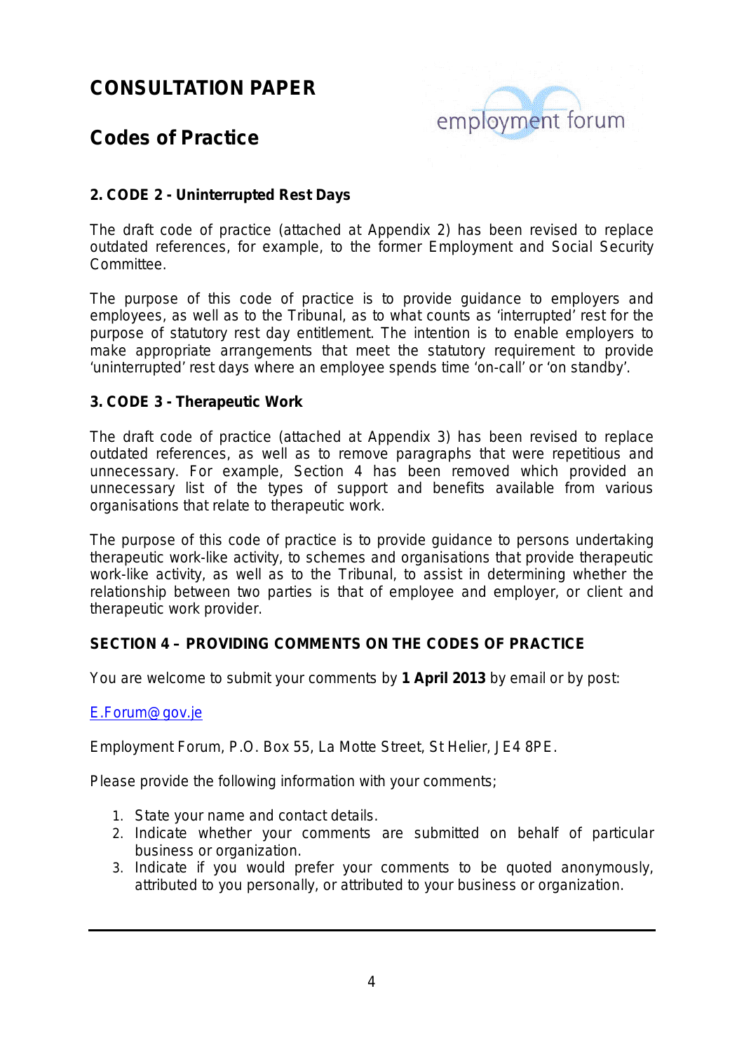# CONSULTATION PAPER

## Codes of Practice

employment forum

### 2. CODE 2 - Uninterrupted Rest Days

The draft code of practice (attached at Appendix 2) has been revised to replace outdated references, for example, to the former Employment and Social Security Committee.

The purpose of this code of practice is to provide guidance to employers and employees, as well as to the Tribunal, as to what counts as 'interrupted' rest for the purpose of statutory rest day entitlement. The intention is to enable employers to make appropriate arrangements that meet the statutory requirement to provide 'uninterrupted' rest days where an employee spends time 'on-call' or 'on standby'.

### 3. CODE 3 - Therapeutic Work

The draft code of practice (attached at Appendix 3) has been revised to replace outdated references, as well as to remove paragraphs that were repetitious and unnecessary. For example, Section 4 has been removed which provided an unnecessary list of the types of support and benefits available from various organisations that relate to therapeutic work.

The purpose of this code of practice is to provide guidance to persons undertaking therapeutic work-like activity, to schemes and organisations that provide therapeutic work-like activity, as well as to the Tribunal, to assist in determining whether the relationship between two parties is that of employee and employer, or client and therapeutic work provider.

### SECTION 4 – PROVIDING COMMENTS ON THE CODES OF PRACTICE

You are welcome to submit your comments by **1 April 2013** by email or by post:

E.Forum@gov.je

Employment Forum, P.O. Box 55, La Motte Street, St Helier, JE4 8PE.

Please provide the following information with your comments;

1. State your name and contact details.
2. Indicate whether your comments are submitted on behalf of particular business or organization.
3. Indicate if you would prefer your comments to be quoted anonymously, attributed to you personally, or attributed to your business or organization.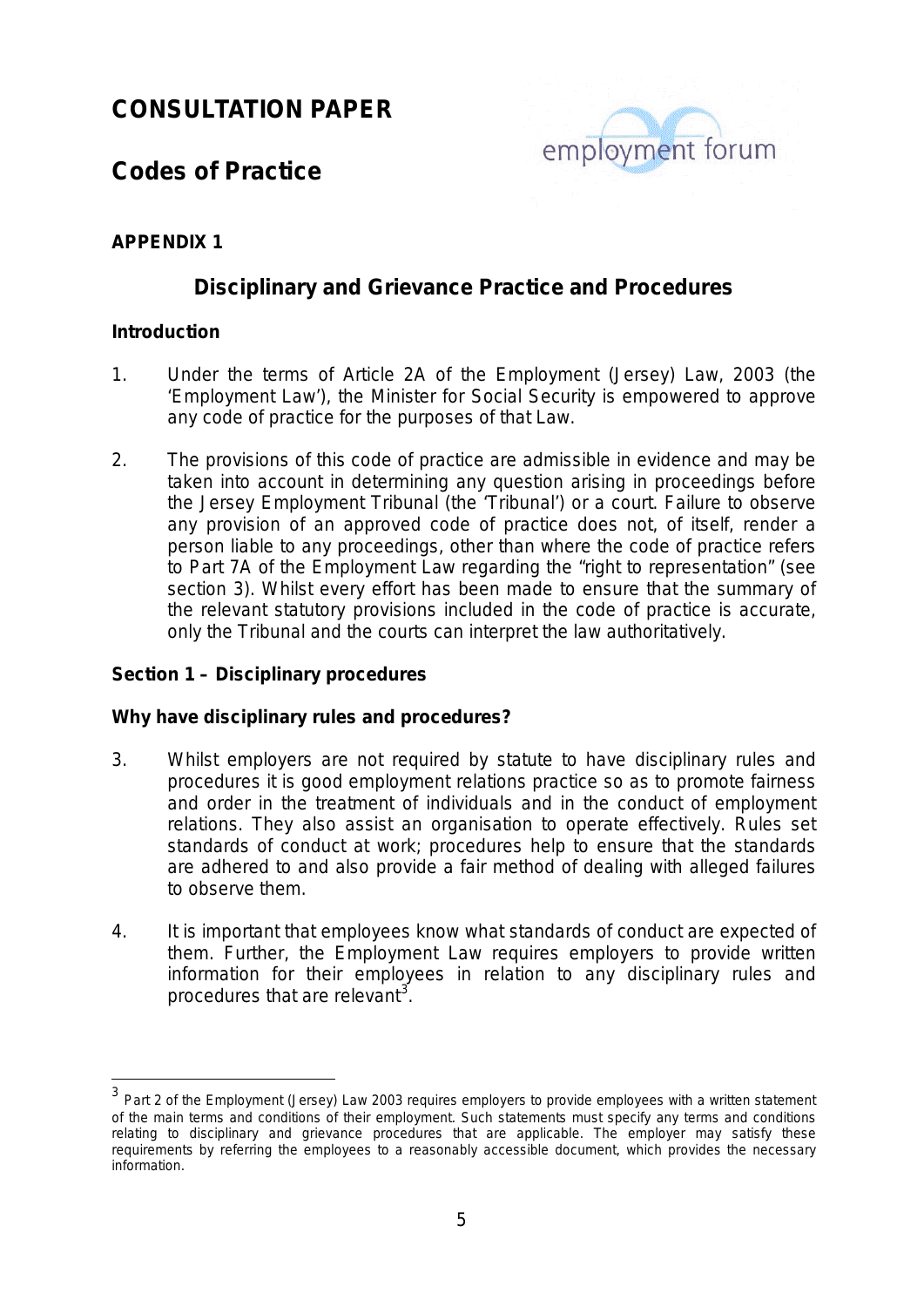# CONSULTATION PAPER

## Codes of Practice

employment forum

### APPENDIX 1

## Disciplinary and Grievance Practice and Procedures

### Introduction

1. Under the terms of Article 2A of the Employment (Jersey) Law, 2003 (the 'Employment Law'), the Minister for Social Security is empowered to approve any code of practice for the purposes of that Law.

2. The provisions of this code of practice are admissible in evidence and may be taken into account in determining any question arising in proceedings before the Jersey Employment Tribunal (the 'Tribunal') or a court. Failure to observe any provision of an approved code of practice does not, of itself, render a person liable to any proceedings, other than where the code of practice refers to Part 7A of the Employment Law regarding the "right to representation" (see section 3). Whilst every effort has been made to ensure that the summary of the relevant statutory provisions included in the code of practice is accurate, only the Tribunal and the courts can interpret the law authoritatively.

### Section 1 – Disciplinary procedures

### Why have disciplinary rules and procedures?

3. Whilst employers are not required by statute to have disciplinary rules and procedures it is good employment relations practice so as to promote fairness and order in the treatment of individuals and in the conduct of employment relations. They also assist an organisation to operate effectively. Rules set standards of conduct at work; procedures help to ensure that the standards are adhered to and also provide a fair method of dealing with alleged failures to observe them.

4. It is important that employees know what standards of conduct are expected of them. Further, the Employment Law requires employers to provide written information for their employees in relation to any disciplinary rules and procedures that are relevant[3].

[3] Part 2 of the Employment (Jersey) Law 2003 requires employers to provide employees with a written statement of the main terms and conditions of their employment. Such statements must specify any terms and conditions relating to disciplinary and grievance procedures that are applicable. The employer may satisfy these requirements by referring the employees to a reasonably accessible document, which provides the necessary information.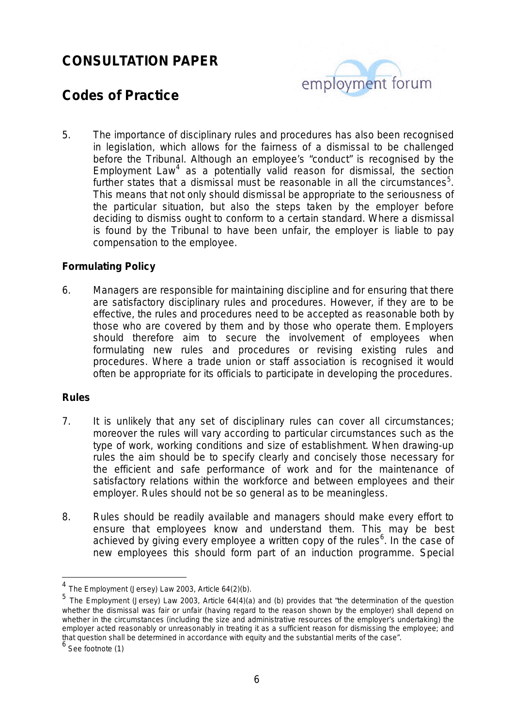5. The importance of disciplinary rules and procedures has also been recognised in legislation, which allows for the fairness of a dismissal to be challenged before the Tribunal. Although an employee's "conduct" is recognised by the Employment Law[4] as a potentially valid reason for dismissal, the section further states that a dismissal must be reasonable in all the circumstances[5]. This means that not only should dismissal be appropriate to the seriousness of the particular situation, but also the steps taken by the employer before deciding to dismiss ought to conform to a certain standard. Where a dismissal is found by the Tribunal to have been unfair, the employer is liable to pay compensation to the employee.

### Formulating Policy

6. Managers are responsible for maintaining discipline and for ensuring that there are satisfactory disciplinary rules and procedures. However, if they are to be effective, the rules and procedures need to be accepted as reasonable both by those who are covered by them and by those who operate them. Employers should therefore aim to secure the involvement of employees when formulating new rules and procedures or revising existing rules and procedures. Where a trade union or staff association is recognised it would often be appropriate for its officials to participate in developing the procedures.

### Rules

7. It is unlikely that any set of disciplinary rules can cover all circumstances; moreover the rules will vary according to particular circumstances such as the type of work, working conditions and size of establishment. When drawing-up rules the aim should be to specify clearly and concisely those necessary for the efficient and safe performance of work and for the maintenance of satisfactory relations within the workforce and between employees and their employer. Rules should not be so general as to be meaningless.

8. Rules should be readily available and managers should make every effort to ensure that employees know and understand them. This may be best achieved by giving every employee a written copy of the rules[6]. In the case of new employees this should form part of an induction programme. Special

---

[4] The Employment (Jersey) Law 2003, Article 64(2)(b).

[5] The Employment (Jersey) Law 2003, Article 64(4)(a) and (b) provides that "the determination of the question whether the dismissal was fair or unfair (having regard to the reason shown by the employer) shall depend on whether in the circumstances (including the size and administrative resources of the employer's undertaking) the employer acted reasonably or unreasonably in treating it as a sufficient reason for dismissing the employee; and that question shall be determined in accordance with equity and the substantial merits of the case".

[6] See footnote (1)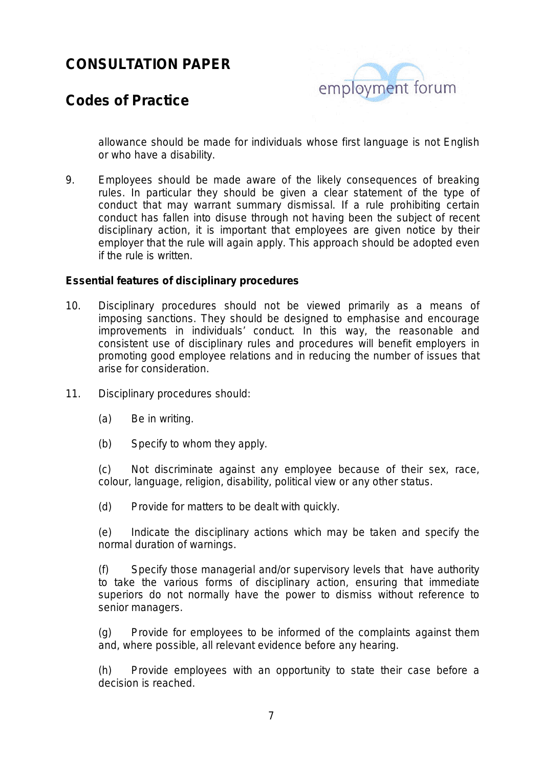allowance should be made for individuals whose first language is not English or who have a disability.

9. Employees should be made aware of the likely consequences of breaking rules. In particular they should be given a clear statement of the type of conduct that may warrant summary dismissal. If a rule prohibiting certain conduct has fallen into disuse through not having been the subject of recent disciplinary action, it is important that employees are given notice by their employer that the rule will again apply. This approach should be adopted even if the rule is written.

**Essential features of disciplinary procedures**

10. Disciplinary procedures should not be viewed primarily as a means of imposing sanctions. They should be designed to emphasise and encourage improvements in individuals' conduct. In this way, the reasonable and consistent use of disciplinary rules and procedures will benefit employers in promoting good employee relations and in reducing the number of issues that arise for consideration.

11. Disciplinary procedures should:

    (a) Be in writing.

    (b) Specify to whom they apply.

    (c) Not discriminate against any employee because of their sex, race, colour, language, religion, disability, political view or any other status.

    (d) Provide for matters to be dealt with quickly.

    (e) Indicate the disciplinary actions which may be taken and specify the normal duration of warnings.

    (f) Specify those managerial and/or supervisory levels that have authority to take the various forms of disciplinary action, ensuring that immediate superiors do not normally have the power to dismiss without reference to senior managers.

    (g) Provide for employees to be informed of the complaints against them and, where possible, all relevant evidence before any hearing.

    (h) Provide employees with an opportunity to state their case before a decision is reached.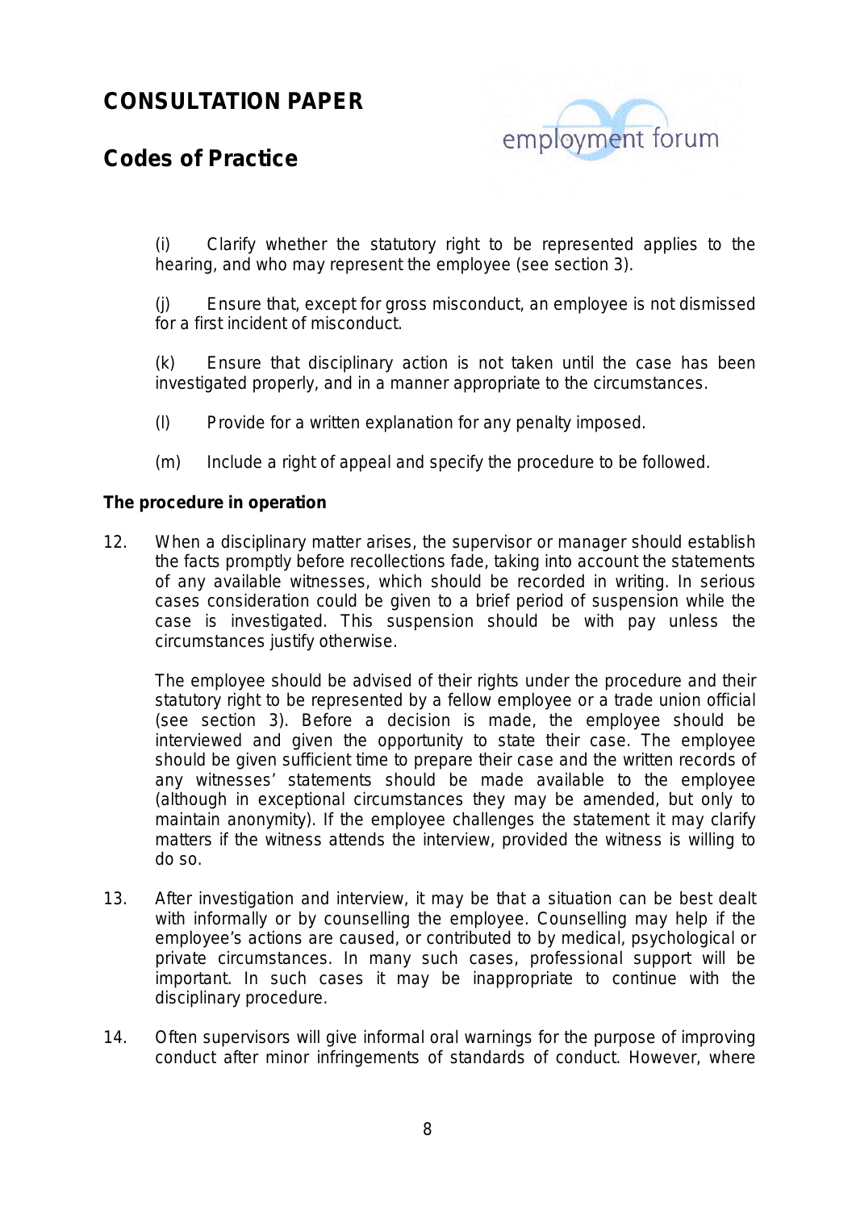(i) Clarify whether the statutory right to be represented applies to the hearing, and who may represent the employee (see section 3).

(j) Ensure that, except for gross misconduct, an employee is not dismissed for a first incident of misconduct.

(k) Ensure that disciplinary action is not taken until the case has been investigated properly, and in a manner appropriate to the circumstances.

(l) Provide for a written explanation for any penalty imposed.

(m) Include a right of appeal and specify the procedure to be followed.

**The procedure in operation**

12. When a disciplinary matter arises, the supervisor or manager should establish the facts promptly before recollections fade, taking into account the statements of any available witnesses, which should be recorded in writing. In serious cases consideration could be given to a brief period of suspension while the case is investigated. This suspension should be with pay unless the circumstances justify otherwise.

    The employee should be advised of their rights under the procedure and their statutory right to be represented by a fellow employee or a trade union official (see section 3). Before a decision is made, the employee should be interviewed and given the opportunity to state their case. The employee should be given sufficient time to prepare their case and the written records of any witnesses' statements should be made available to the employee (although in exceptional circumstances they may be amended, but only to maintain anonymity). If the employee challenges the statement it may clarify matters if the witness attends the interview, provided the witness is willing to do so.

13. After investigation and interview, it may be that a situation can be best dealt with informally or by counselling the employee. Counselling may help if the employee's actions are caused, or contributed to by medical, psychological or private circumstances. In many such cases, professional support will be important. In such cases it may be inappropriate to continue with the disciplinary procedure.

14. Often supervisors will give informal oral warnings for the purpose of improving conduct after minor infringements of standards of conduct. However, where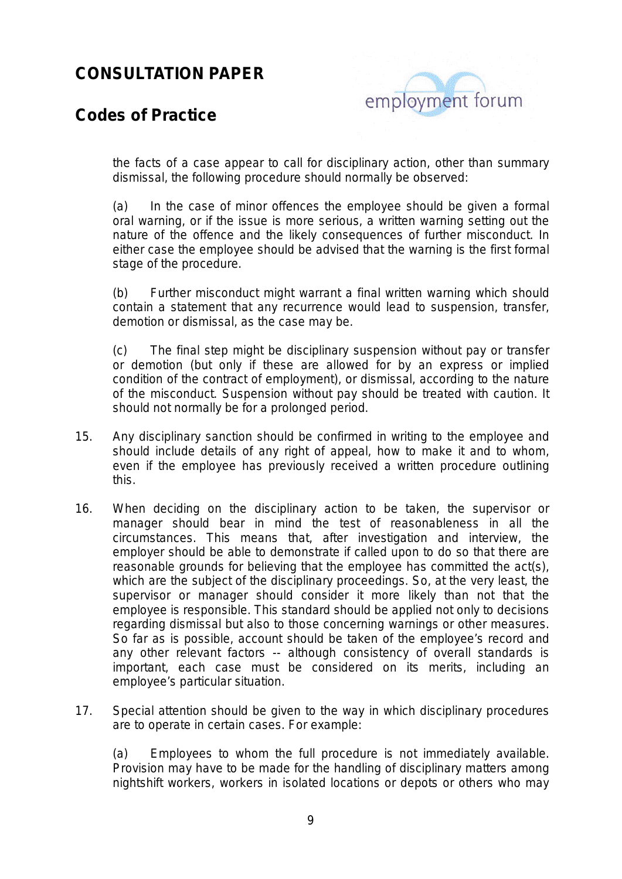the facts of a case appear to call for disciplinary action, other than summary dismissal, the following procedure should normally be observed:

(a) In the case of minor offences the employee should be given a formal oral warning, or if the issue is more serious, a written warning setting out the nature of the offence and the likely consequences of further misconduct. In either case the employee should be advised that the warning is the first formal stage of the procedure.

(b) Further misconduct might warrant a final written warning which should contain a statement that any recurrence would lead to suspension, transfer, demotion or dismissal, as the case may be.

(c) The final step might be disciplinary suspension without pay or transfer or demotion (but only if these are allowed for by an express or implied condition of the contract of employment), or dismissal, according to the nature of the misconduct. Suspension without pay should be treated with caution. It should not normally be for a prolonged period.

15. Any disciplinary sanction should be confirmed in writing to the employee and should include details of any right of appeal, how to make it and to whom, even if the employee has previously received a written procedure outlining this.

16. When deciding on the disciplinary action to be taken, the supervisor or manager should bear in mind the test of reasonableness in all the circumstances. This means that, after investigation and interview, the employer should be able to demonstrate if called upon to do so that there are reasonable grounds for believing that the employee has committed the act(s), which are the subject of the disciplinary proceedings. So, at the very least, the supervisor or manager should consider it more likely than not that the employee is responsible. This standard should be applied not only to decisions regarding dismissal but also to those concerning warnings or other measures. So far as is possible, account should be taken of the employee's record and any other relevant factors -- although consistency of overall standards is important, each case must be considered on its merits, including an employee's particular situation.

17. Special attention should be given to the way in which disciplinary procedures are to operate in certain cases. For example:

(a) Employees to whom the full procedure is not immediately available. Provision may have to be made for the handling of disciplinary matters among nightshift workers, workers in isolated locations or depots or others who may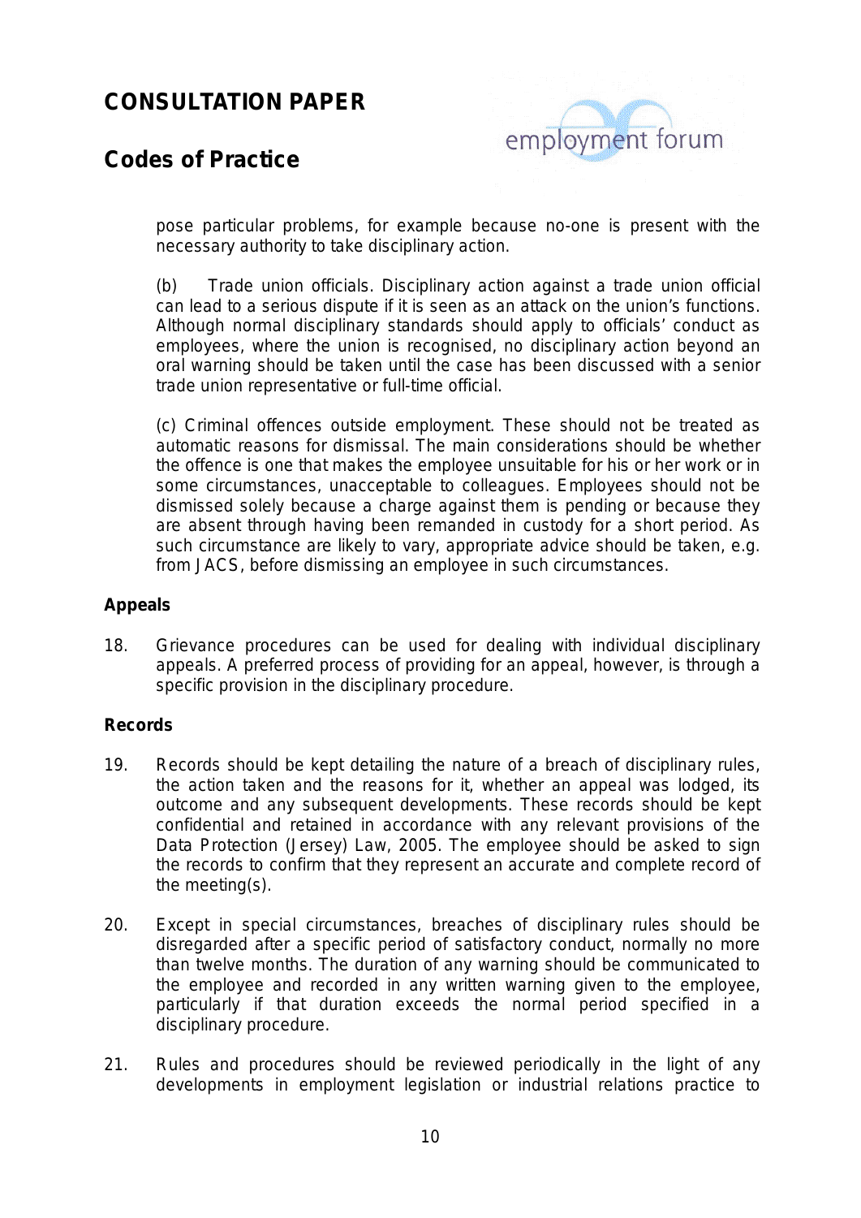pose particular problems, for example because no-one is present with the necessary authority to take disciplinary action.

(b) Trade union officials. Disciplinary action against a trade union official can lead to a serious dispute if it is seen as an attack on the union's functions. Although normal disciplinary standards should apply to officials' conduct as employees, where the union is recognised, no disciplinary action beyond an oral warning should be taken until the case has been discussed with a senior trade union representative or full-time official.

(c) Criminal offences outside employment. These should not be treated as automatic reasons for dismissal. The main considerations should be whether the offence is one that makes the employee unsuitable for his or her work or in some circumstances, unacceptable to colleagues. Employees should not be dismissed solely because a charge against them is pending or because they are absent through having been remanded in custody for a short period. As such circumstance are likely to vary, appropriate advice should be taken, e.g. from JACS, before dismissing an employee in such circumstances.

**Appeals**

18. Grievance procedures can be used for dealing with individual disciplinary appeals. A preferred process of providing for an appeal, however, is through a specific provision in the disciplinary procedure.

**Records**

19. Records should be kept detailing the nature of a breach of disciplinary rules, the action taken and the reasons for it, whether an appeal was lodged, its outcome and any subsequent developments. These records should be kept confidential and retained in accordance with any relevant provisions of the Data Protection (Jersey) Law, 2005. The employee should be asked to sign the records to confirm that they represent an accurate and complete record of the meeting(s).

20. Except in special circumstances, breaches of disciplinary rules should be disregarded after a specific period of satisfactory conduct, normally no more than twelve months. The duration of any warning should be communicated to the employee and recorded in any written warning given to the employee, particularly if that duration exceeds the normal period specified in a disciplinary procedure.

21. Rules and procedures should be reviewed periodically in the light of any developments in employment legislation or industrial relations practice to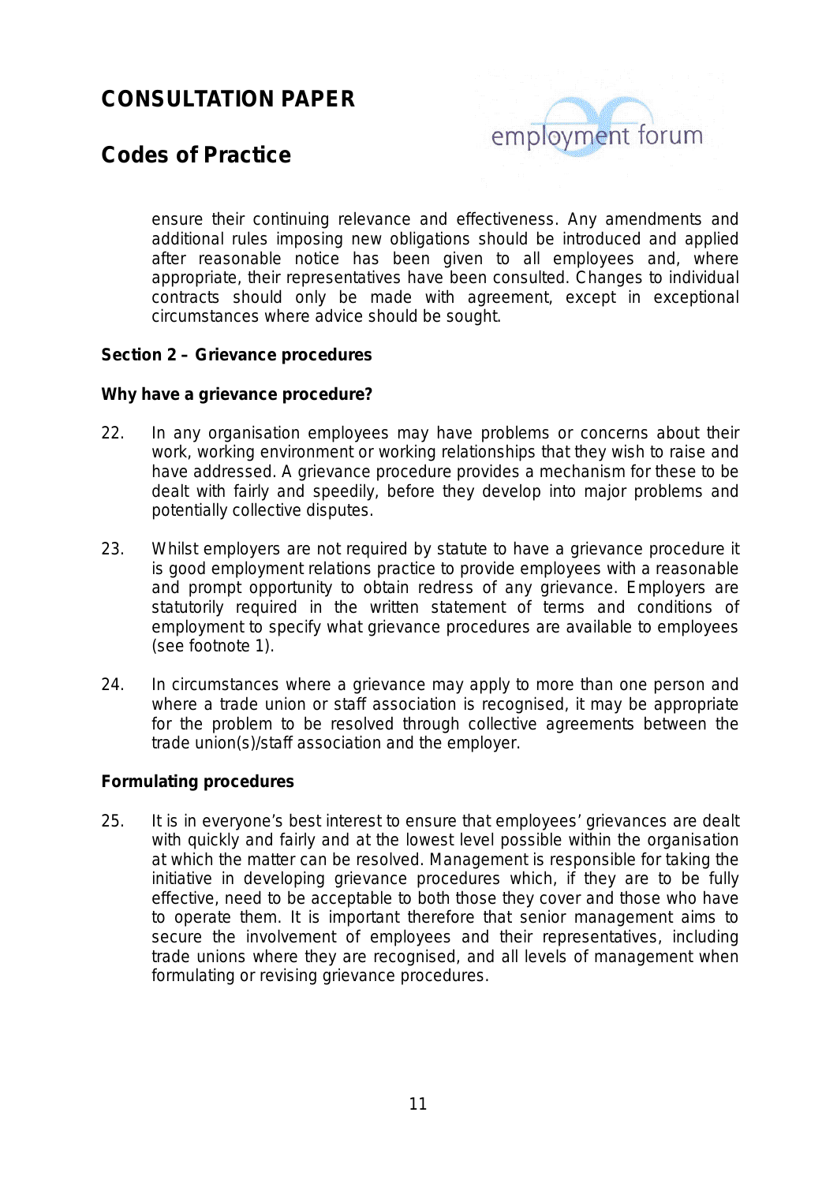ensure their continuing relevance and effectiveness. Any amendments and additional rules imposing new obligations should be introduced and applied after reasonable notice has been given to all employees and, where appropriate, their representatives have been consulted. Changes to individual contracts should only be made with agreement, except in exceptional circumstances where advice should be sought.

**Section 2 – Grievance procedures**

**Why have a grievance procedure?**

22. In any organisation employees may have problems or concerns about their work, working environment or working relationships that they wish to raise and have addressed. A grievance procedure provides a mechanism for these to be dealt with fairly and speedily, before they develop into major problems and potentially collective disputes.

23. Whilst employers are not required by statute to have a grievance procedure it is good employment relations practice to provide employees with a reasonable and prompt opportunity to obtain redress of any grievance. Employers are statutorily required in the written statement of terms and conditions of employment to specify what grievance procedures are available to employees (see footnote 1).

24. In circumstances where a grievance may apply to more than one person and where a trade union or staff association is recognised, it may be appropriate for the problem to be resolved through collective agreements between the trade union(s)/staff association and the employer.

**Formulating procedures**

25. It is in everyone's best interest to ensure that employees' grievances are dealt with quickly and fairly and at the lowest level possible within the organisation at which the matter can be resolved. Management is responsible for taking the initiative in developing grievance procedures which, if they are to be fully effective, need to be acceptable to both those they cover and those who have to operate them. It is important therefore that senior management aims to secure the involvement of employees and their representatives, including trade unions where they are recognised, and all levels of management when formulating or revising grievance procedures.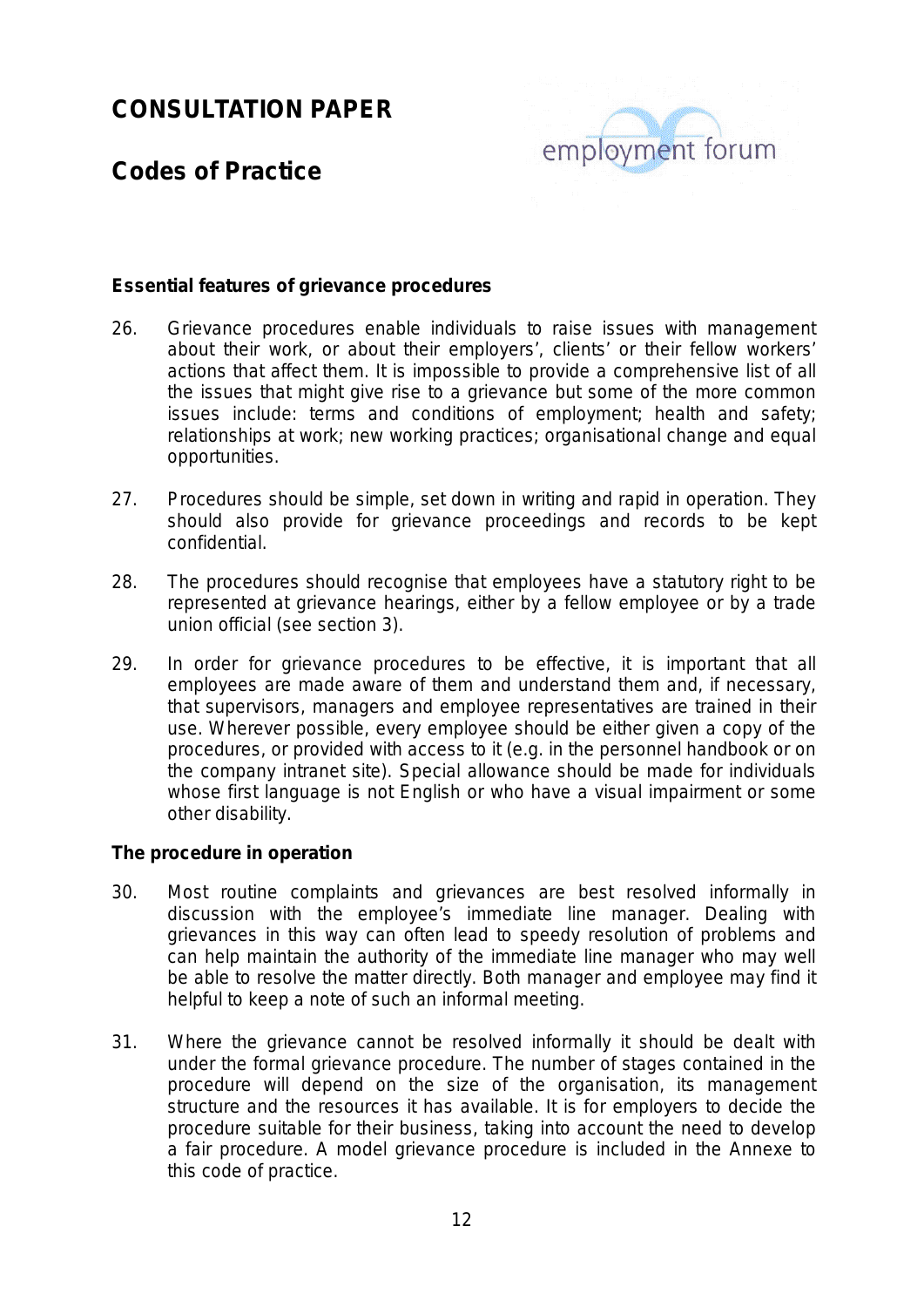# CONSULTATION PAPER

## Codes of Practice

### Essential features of grievance procedures

26. Grievance procedures enable individuals to raise issues with management about their work, or about their employers', clients' or their fellow workers' actions that affect them. It is impossible to provide a comprehensive list of all the issues that might give rise to a grievance but some of the more common issues include: terms and conditions of employment; health and safety; relationships at work; new working practices; organisational change and equal opportunities.

27. Procedures should be simple, set down in writing and rapid in operation. They should also provide for grievance proceedings and records to be kept confidential.

28. The procedures should recognise that employees have a statutory right to be represented at grievance hearings, either by a fellow employee or by a trade union official (see section 3).

29. In order for grievance procedures to be effective, it is important that all employees are made aware of them and understand them and, if necessary, that supervisors, managers and employee representatives are trained in their use. Wherever possible, every employee should be either given a copy of the procedures, or provided with access to it (e.g. in the personnel handbook or on the company intranet site). Special allowance should be made for individuals whose first language is not English or who have a visual impairment or some other disability.

### The procedure in operation

30. Most routine complaints and grievances are best resolved informally in discussion with the employee's immediate line manager. Dealing with grievances in this way can often lead to speedy resolution of problems and can help maintain the authority of the immediate line manager who may well be able to resolve the matter directly. Both manager and employee may find it helpful to keep a note of such an informal meeting.

31. Where the grievance cannot be resolved informally it should be dealt with under the formal grievance procedure. The number of stages contained in the procedure will depend on the size of the organisation, its management structure and the resources it has available. It is for employers to decide the procedure suitable for their business, taking into account the need to develop a fair procedure. A model grievance procedure is included in the Annexe to this code of practice.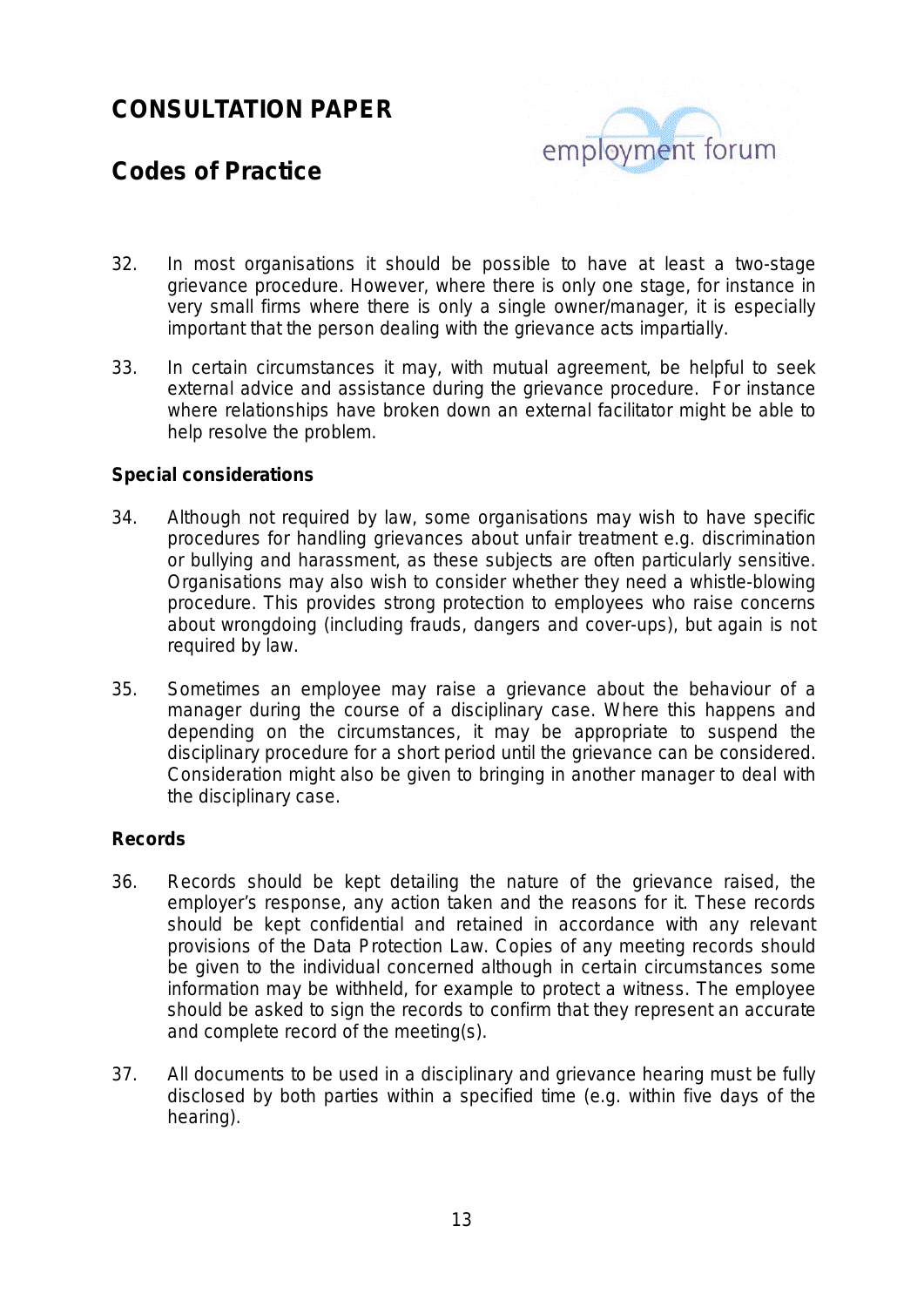32. In most organisations it should be possible to have at least a two-stage grievance procedure. However, where there is only one stage, for instance in very small firms where there is only a single owner/manager, it is especially important that the person dealing with the grievance acts impartially.

33. In certain circumstances it may, with mutual agreement, be helpful to seek external advice and assistance during the grievance procedure. For instance where relationships have broken down an external facilitator might be able to help resolve the problem.

**Special considerations**

34. Although not required by law, some organisations may wish to have specific procedures for handling grievances about unfair treatment e.g. discrimination or bullying and harassment, as these subjects are often particularly sensitive. Organisations may also wish to consider whether they need a whistle-blowing procedure. This provides strong protection to employees who raise concerns about wrongdoing (including frauds, dangers and cover-ups), but again is not required by law.

35. Sometimes an employee may raise a grievance about the behaviour of a manager during the course of a disciplinary case. Where this happens and depending on the circumstances, it may be appropriate to suspend the disciplinary procedure for a short period until the grievance can be considered. Consideration might also be given to bringing in another manager to deal with the disciplinary case.

**Records**

36. Records should be kept detailing the nature of the grievance raised, the employer's response, any action taken and the reasons for it. These records should be kept confidential and retained in accordance with any relevant provisions of the Data Protection Law. Copies of any meeting records should be given to the individual concerned although in certain circumstances some information may be withheld, for example to protect a witness. The employee should be asked to sign the records to confirm that they represent an accurate and complete record of the meeting(s).

37. All documents to be used in a disciplinary and grievance hearing must be fully disclosed by both parties within a specified time (e.g. within five days of the hearing).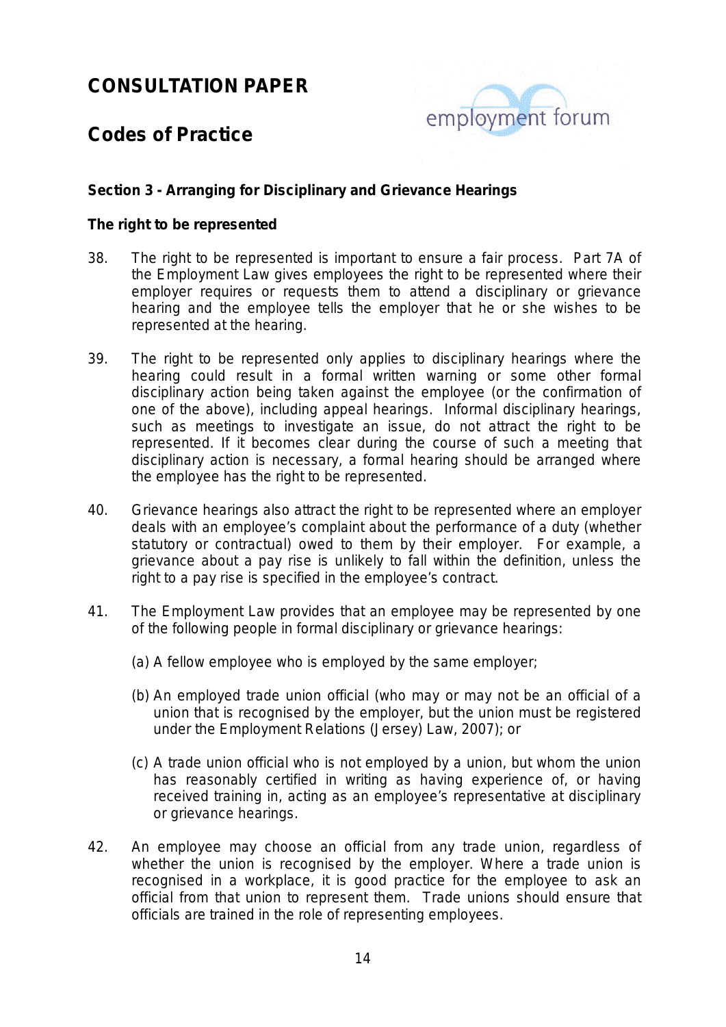# CONSULTATION PAPER

## Codes of Practice

### Section 3 - Arranging for Disciplinary and Grievance Hearings

**The right to be represented**

38. The right to be represented is important to ensure a fair process. Part 7A of the Employment Law gives employees the right to be represented where their employer requires or requests them to attend a disciplinary or grievance hearing and the employee tells the employer that he or she wishes to be represented at the hearing.

39. The right to be represented only applies to disciplinary hearings where the hearing could result in a formal written warning or some other formal disciplinary action being taken against the employee (or the confirmation of one of the above), including appeal hearings. Informal disciplinary hearings, such as meetings to investigate an issue, do not attract the right to be represented. If it becomes clear during the course of such a meeting that disciplinary action is necessary, a formal hearing should be arranged where the employee has the right to be represented.

40. Grievance hearings also attract the right to be represented where an employer deals with an employee's complaint about the performance of a duty (whether statutory or contractual) owed to them by their employer. For example, a grievance about a pay rise is unlikely to fall within the definition, unless the right to a pay rise is specified in the employee's contract.

41. The Employment Law provides that an employee may be represented by one of the following people in formal disciplinary or grievance hearings:

    (a) A fellow employee who is employed by the same employer;

    (b) An employed trade union official (who may or may not be an official of a union that is recognised by the employer, but the union must be registered under the Employment Relations (Jersey) Law, 2007); or

    (c) A trade union official who is not employed by a union, but whom the union has reasonably certified in writing as having experience of, or having received training in, acting as an employee's representative at disciplinary or grievance hearings.

42. An employee may choose an official from any trade union, regardless of whether the union is recognised by the employer. Where a trade union is recognised in a workplace, it is good practice for the employee to ask an official from that union to represent them. Trade unions should ensure that officials are trained in the role of representing employees.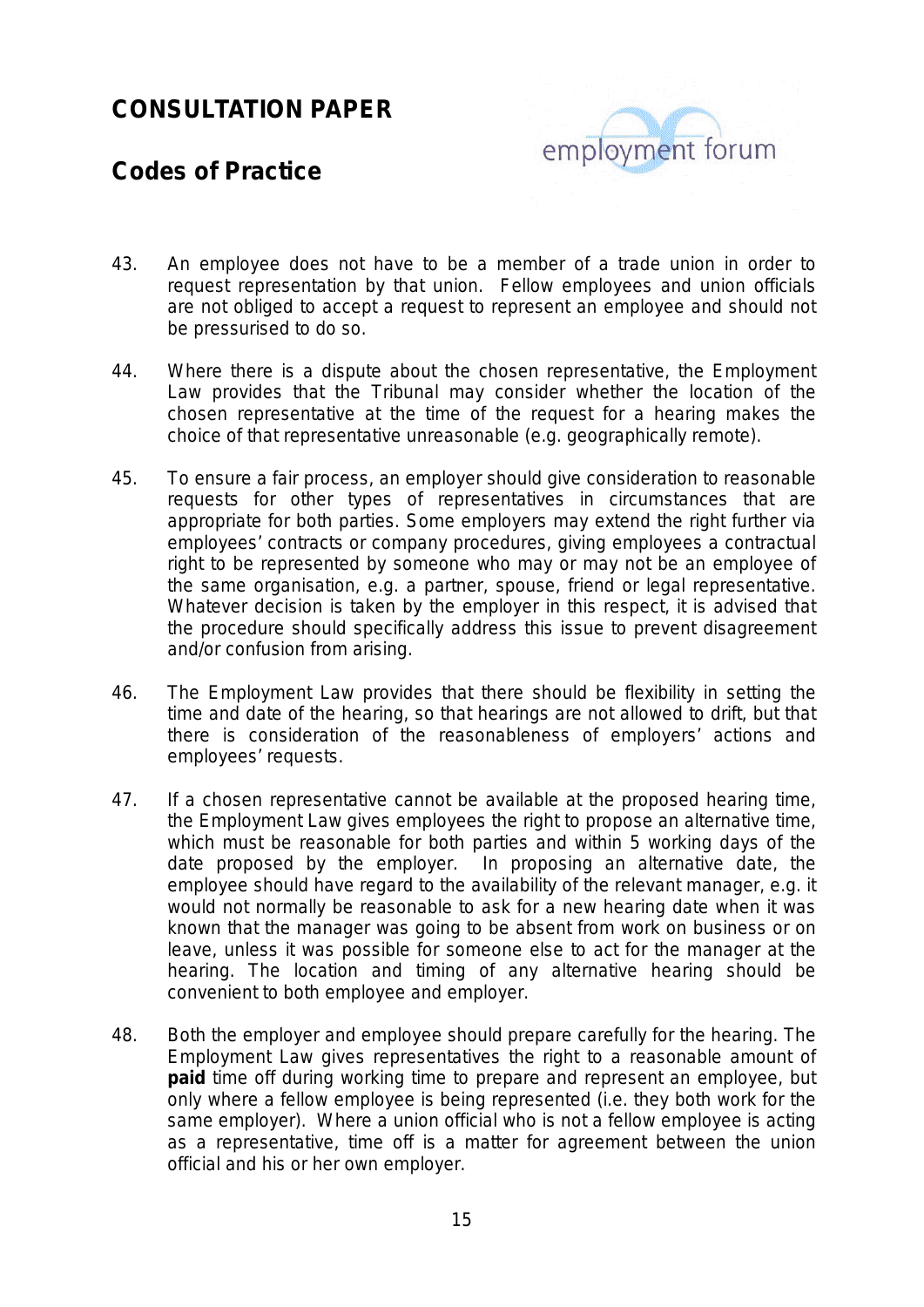43. An employee does not have to be a member of a trade union in order to request representation by that union. Fellow employees and union officials are not obliged to accept a request to represent an employee and should not be pressurised to do so.

44. Where there is a dispute about the chosen representative, the Employment Law provides that the Tribunal may consider whether the location of the chosen representative at the time of the request for a hearing makes the choice of that representative unreasonable (e.g. geographically remote).

45. To ensure a fair process, an employer should give consideration to reasonable requests for other types of representatives in circumstances that are appropriate for both parties. Some employers may extend the right further via employees' contracts or company procedures, giving employees a contractual right to be represented by someone who may or may not be an employee of the same organisation, e.g. a partner, spouse, friend or legal representative. Whatever decision is taken by the employer in this respect, it is advised that the procedure should specifically address this issue to prevent disagreement and/or confusion from arising.

46. The Employment Law provides that there should be flexibility in setting the time and date of the hearing, so that hearings are not allowed to drift, but that there is consideration of the reasonableness of employers' actions and employees' requests.

47. If a chosen representative cannot be available at the proposed hearing time, the Employment Law gives employees the right to propose an alternative time, which must be reasonable for both parties and within 5 working days of the date proposed by the employer. In proposing an alternative date, the employee should have regard to the availability of the relevant manager, e.g. it would not normally be reasonable to ask for a new hearing date when it was known that the manager was going to be absent from work on business or on leave, unless it was possible for someone else to act for the manager at the hearing. The location and timing of any alternative hearing should be convenient to both employee and employer.

48. Both the employer and employee should prepare carefully for the hearing. The Employment Law gives representatives the right to a reasonable amount of **paid** time off during working time to prepare and represent an employee, but only where a fellow employee is being represented (i.e. they both work for the same employer). Where a union official who is not a fellow employee is acting as a representative, time off is a matter for agreement between the union official and his or her own employer.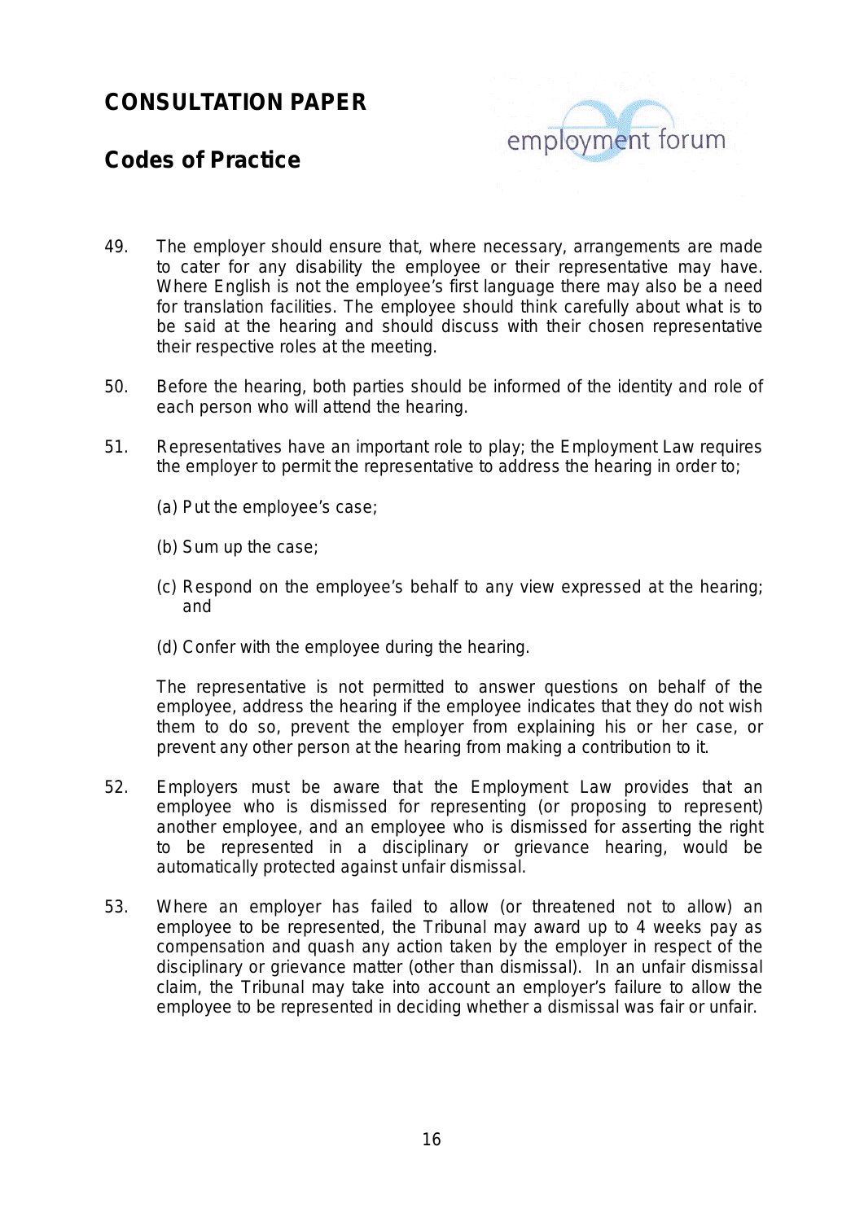49. The employer should ensure that, where necessary, arrangements are made to cater for any disability the employee or their representative may have. Where English is not the employee's first language there may also be a need for translation facilities. The employee should think carefully about what is to be said at the hearing and should discuss with their chosen representative their respective roles at the meeting.

50. Before the hearing, both parties should be informed of the identity and role of each person who will attend the hearing.

51. Representatives have an important role to play; the Employment Law requires the employer to permit the representative to address the hearing in order to;

    (a) Put the employee's case;

    (b) Sum up the case;

    (c) Respond on the employee's behalf to any view expressed at the hearing; and

    (d) Confer with the employee during the hearing.

    The representative is not permitted to answer questions on behalf of the employee, address the hearing if the employee indicates that they do not wish them to do so, prevent the employer from explaining his or her case, or prevent any other person at the hearing from making a contribution to it.

52. Employers must be aware that the Employment Law provides that an employee who is dismissed for representing (or proposing to represent) another employee, and an employee who is dismissed for asserting the right to be represented in a disciplinary or grievance hearing, would be automatically protected against unfair dismissal.

53. Where an employer has failed to allow (or threatened not to allow) an employee to be represented, the Tribunal may award up to 4 weeks pay as compensation and quash any action taken by the employer in respect of the disciplinary or grievance matter (other than dismissal). In an unfair dismissal claim, the Tribunal may take into account an employer's failure to allow the employee to be represented in deciding whether a dismissal was fair or unfair.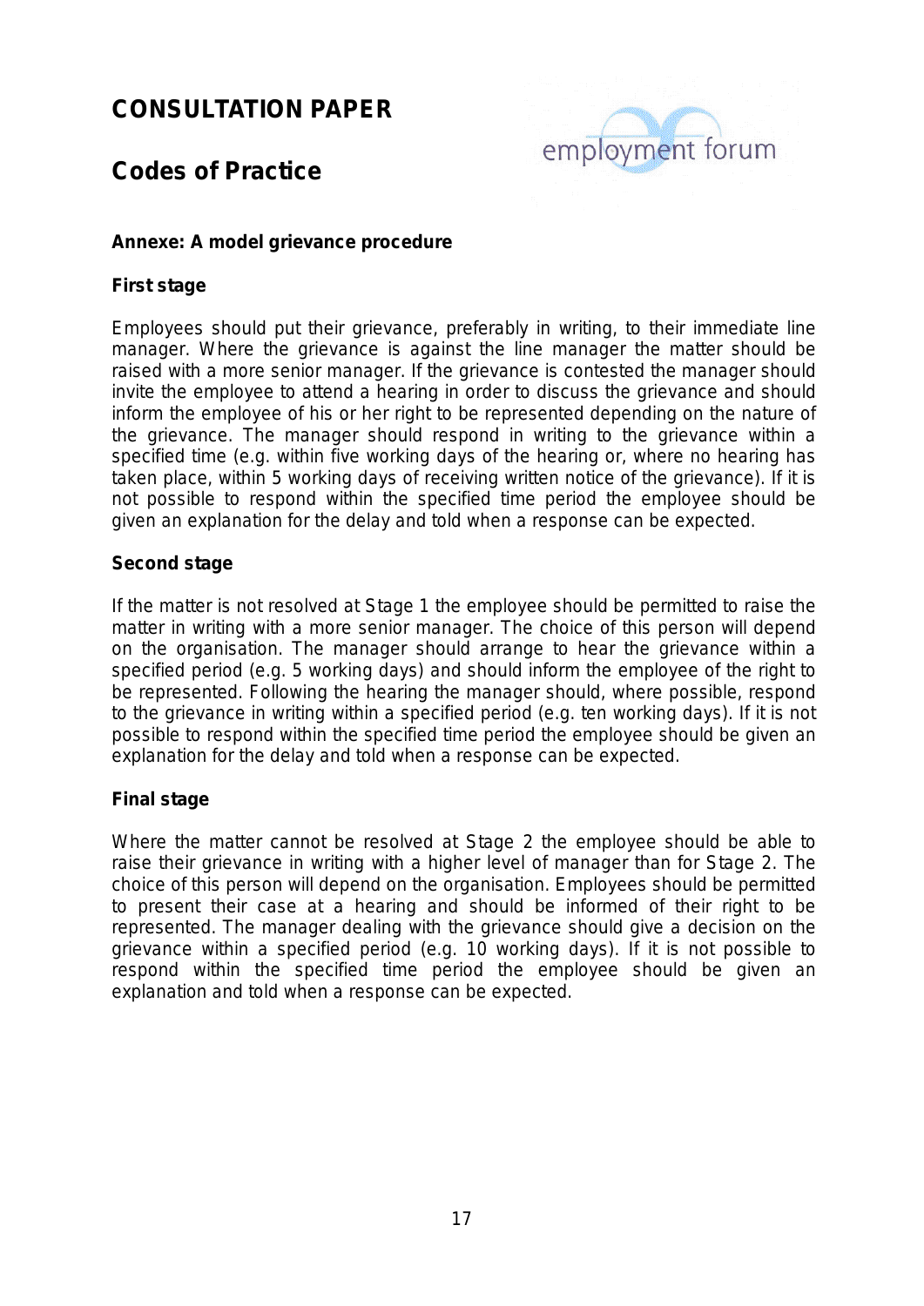# CONSULTATION PAPER

## Codes of Practice

### Annexe: A model grievance procedure

#### First stage

Employees should put their grievance, preferably in writing, to their immediate line manager. Where the grievance is against the line manager the matter should be raised with a more senior manager. If the grievance is contested the manager should invite the employee to attend a hearing in order to discuss the grievance and should inform the employee of his or her right to be represented depending on the nature of the grievance. The manager should respond in writing to the grievance within a specified time (e.g. within five working days of the hearing or, where no hearing has taken place, within 5 working days of receiving written notice of the grievance). If it is not possible to respond within the specified time period the employee should be given an explanation for the delay and told when a response can be expected.

#### Second stage

If the matter is not resolved at Stage 1 the employee should be permitted to raise the matter in writing with a more senior manager. The choice of this person will depend on the organisation. The manager should arrange to hear the grievance within a specified period (e.g. 5 working days) and should inform the employee of the right to be represented. Following the hearing the manager should, where possible, respond to the grievance in writing within a specified period (e.g. ten working days). If it is not possible to respond within the specified time period the employee should be given an explanation for the delay and told when a response can be expected.

#### Final stage

Where the matter cannot be resolved at Stage 2 the employee should be able to raise their grievance in writing with a higher level of manager than for Stage 2. The choice of this person will depend on the organisation. Employees should be permitted to present their case at a hearing and should be informed of their right to be represented. The manager dealing with the grievance should give a decision on the grievance within a specified period (e.g. 10 working days). If it is not possible to respond within the specified time period the employee should be given an explanation and told when a response can be expected.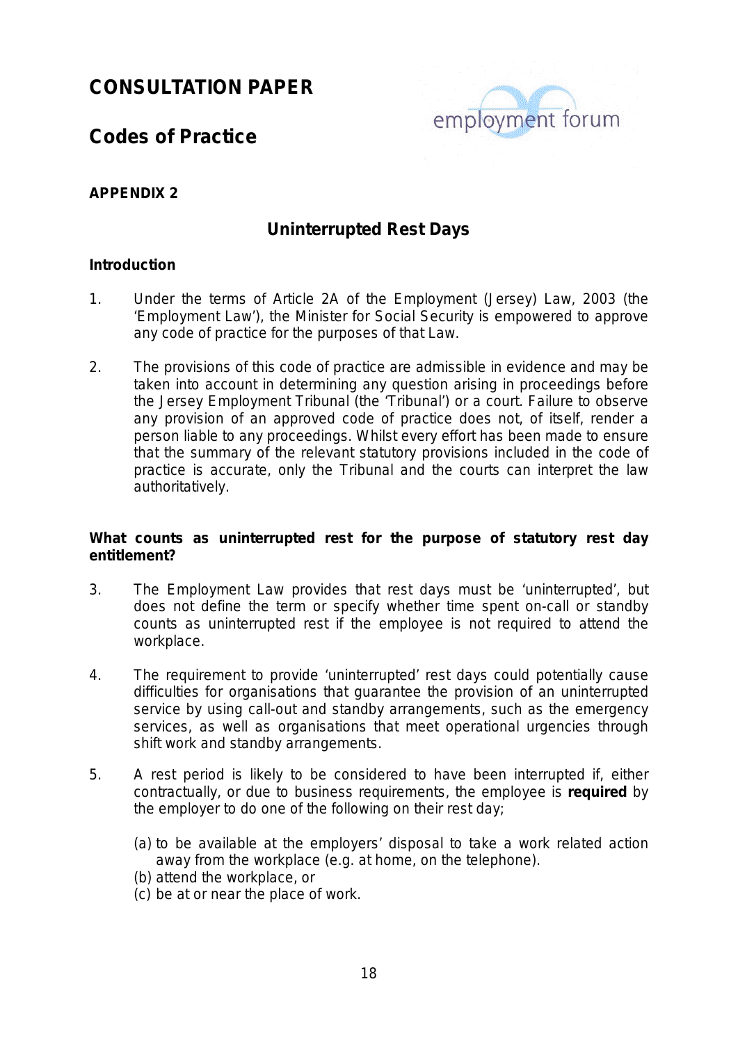# CONSULTATION PAPER

## Codes of Practice

employment forum

### APPENDIX 2

## Uninterrupted Rest Days

### Introduction

1. Under the terms of Article 2A of the Employment (Jersey) Law, 2003 (the 'Employment Law'), the Minister for Social Security is empowered to approve any code of practice for the purposes of that Law.

2. The provisions of this code of practice are admissible in evidence and may be taken into account in determining any question arising in proceedings before the Jersey Employment Tribunal (the 'Tribunal') or a court. Failure to observe any provision of an approved code of practice does not, of itself, render a person liable to any proceedings. Whilst every effort has been made to ensure that the summary of the relevant statutory provisions included in the code of practice is accurate, only the Tribunal and the courts can interpret the law authoritatively.

### What counts as uninterrupted rest for the purpose of statutory rest day entitlement?

3. The Employment Law provides that rest days must be 'uninterrupted', but does not define the term or specify whether time spent on-call or standby counts as uninterrupted rest if the employee is not required to attend the workplace.

4. The requirement to provide 'uninterrupted' rest days could potentially cause difficulties for organisations that guarantee the provision of an uninterrupted service by using call-out and standby arrangements, such as the emergency services, as well as organisations that meet operational urgencies through shift work and standby arrangements.

5. A rest period is likely to be considered to have been interrupted if, either contractually, or due to business requirements, the employee is **required** by the employer to do one of the following on their rest day;

   (a) to be available at the employers' disposal to take a work related action away from the workplace (e.g. at home, on the telephone).
   (b) attend the workplace, or
   (c) be at or near the place of work.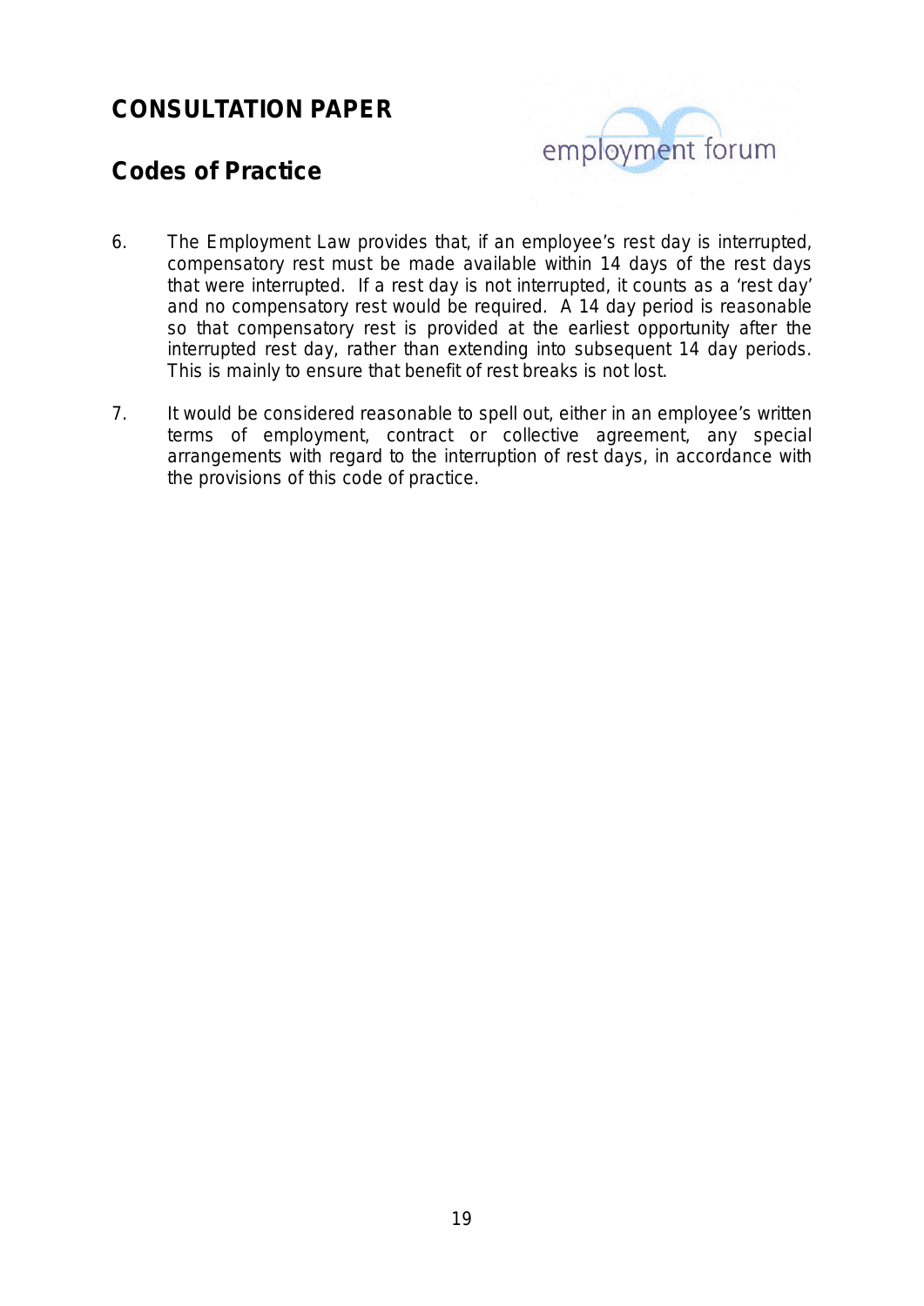# CONSULTATION PAPER

## Codes of Practice

6. The Employment Law provides that, if an employee's rest day is interrupted, compensatory rest must be made available within 14 days of the rest days that were interrupted. If a rest day is not interrupted, it counts as a 'rest day' and no compensatory rest would be required. A 14 day period is reasonable so that compensatory rest is provided at the earliest opportunity after the interrupted rest day, rather than extending into subsequent 14 day periods. This is mainly to ensure that benefit of rest breaks is not lost.

7. It would be considered reasonable to spell out, either in an employee's written terms of employment, contract or collective agreement, any special arrangements with regard to the interruption of rest days, in accordance with the provisions of this code of practice.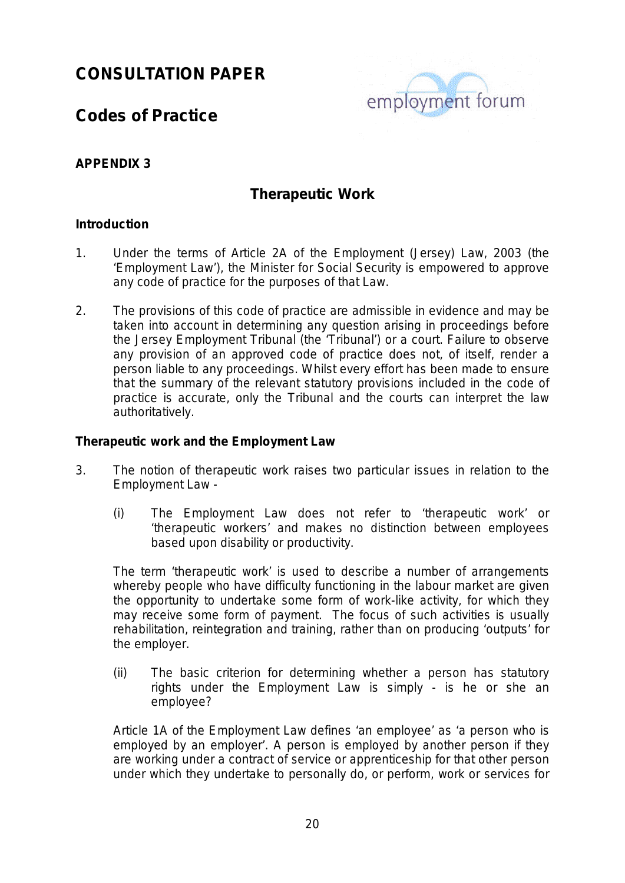# CONSULTATION PAPER

## Codes of Practice

employment forum

### APPENDIX 3

### Therapeutic Work

#### Introduction

1. Under the terms of Article 2A of the Employment (Jersey) Law, 2003 (the 'Employment Law'), the Minister for Social Security is empowered to approve any code of practice for the purposes of that Law.

2. The provisions of this code of practice are admissible in evidence and may be taken into account in determining any question arising in proceedings before the Jersey Employment Tribunal (the 'Tribunal') or a court. Failure to observe any provision of an approved code of practice does not, of itself, render a person liable to any proceedings. Whilst every effort has been made to ensure that the summary of the relevant statutory provisions included in the code of practice is accurate, only the Tribunal and the courts can interpret the law authoritatively.

#### Therapeutic work and the Employment Law

3. The notion of therapeutic work raises two particular issues in relation to the Employment Law -

   (i) The Employment Law does not refer to 'therapeutic work' or 'therapeutic workers' and makes no distinction between employees based upon disability or productivity.

   The term 'therapeutic work' is used to describe a number of arrangements whereby people who have difficulty functioning in the labour market are given the opportunity to undertake some form of work-like activity, for which they may receive some form of payment. The focus of such activities is usually rehabilitation, reintegration and training, rather than on producing 'outputs' for the employer.

   (ii) The basic criterion for determining whether a person has statutory rights under the Employment Law is simply - is he or she an employee?

   Article 1A of the Employment Law defines 'an employee' as 'a person who is employed by an employer'. A person is employed by another person if they are working under a contract of service or apprenticeship for that other person under which they undertake to personally do, or perform, work or services for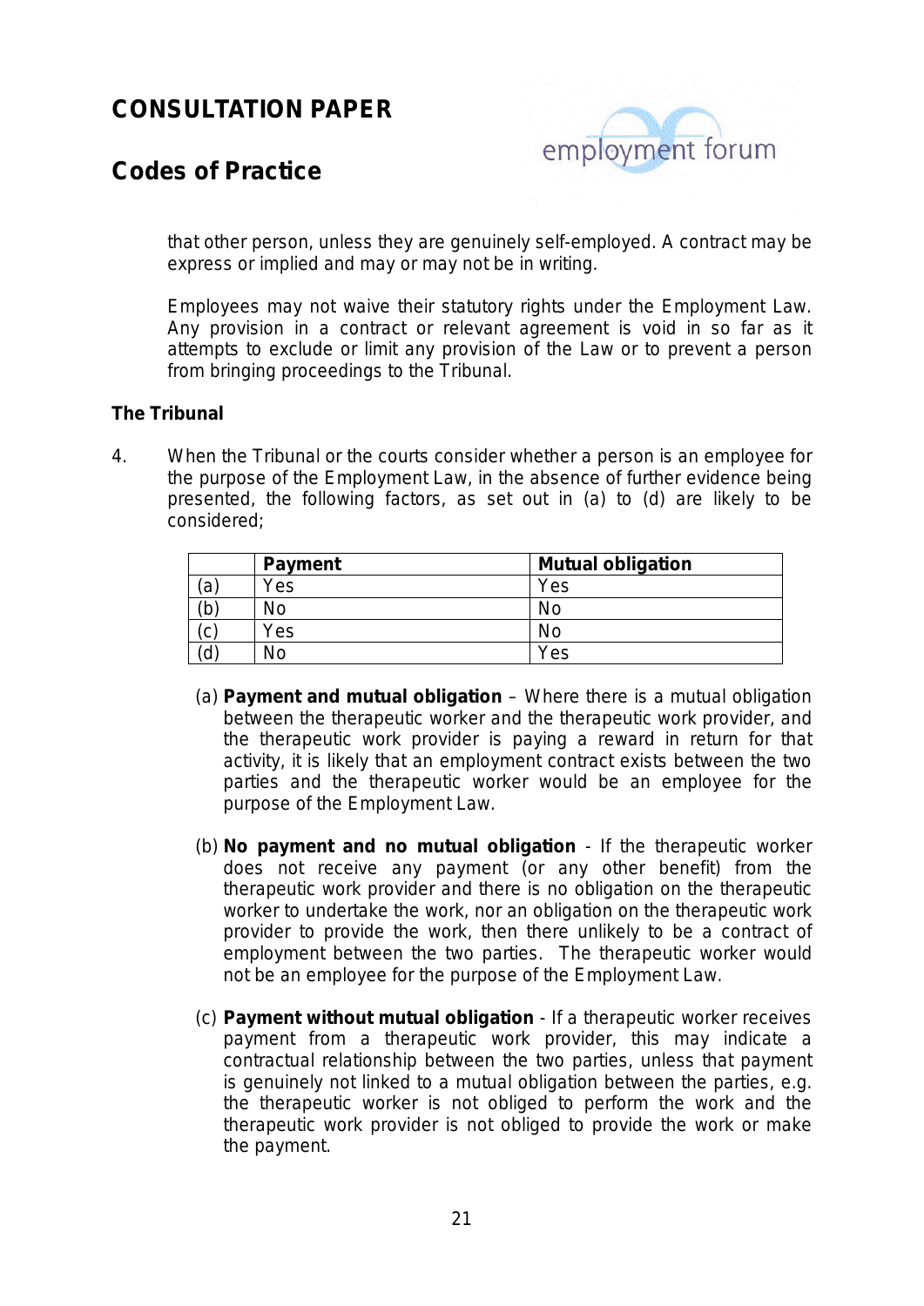that other person, unless they are genuinely self-employed. A contract may be express or implied and may or may not be in writing.

Employees may not waive their statutory rights under the Employment Law. Any provision in a contract or relevant agreement is void in so far as it attempts to exclude or limit any provision of the Law or to prevent a person from bringing proceedings to the Tribunal.

**The Tribunal**

4. When the Tribunal or the courts consider whether a person is an employee for the purpose of the Employment Law, in the absence of further evidence being presented, the following factors, as set out in (a) to (d) are likely to be considered;

| | **Payment** | **Mutual obligation** |
|---|---|---|
| (a) | Yes | Yes |
| (b) | No | No |
| (c) | Yes | No |
| (d) | No | Yes |

(a) **Payment and mutual obligation** – Where there is a mutual obligation between the therapeutic worker and the therapeutic work provider, and the therapeutic work provider is paying a reward in return for that activity, it is likely that an employment contract exists between the two parties and the therapeutic worker would be an employee for the purpose of the Employment Law.

(b) **No payment and no mutual obligation** - If the therapeutic worker does not receive any payment (or any other benefit) from the therapeutic work provider and there is no obligation on the therapeutic worker to undertake the work, nor an obligation on the therapeutic work provider to provide the work, then there unlikely to be a contract of employment between the two parties. The therapeutic worker would not be an employee for the purpose of the Employment Law.

(c) **Payment without mutual obligation** - If a therapeutic worker receives payment from a therapeutic work provider, this may indicate a contractual relationship between the two parties, unless that payment is genuinely not linked to a mutual obligation between the parties, e.g. the therapeutic worker is not obliged to perform the work and the therapeutic work provider is not obliged to provide the work or make the payment.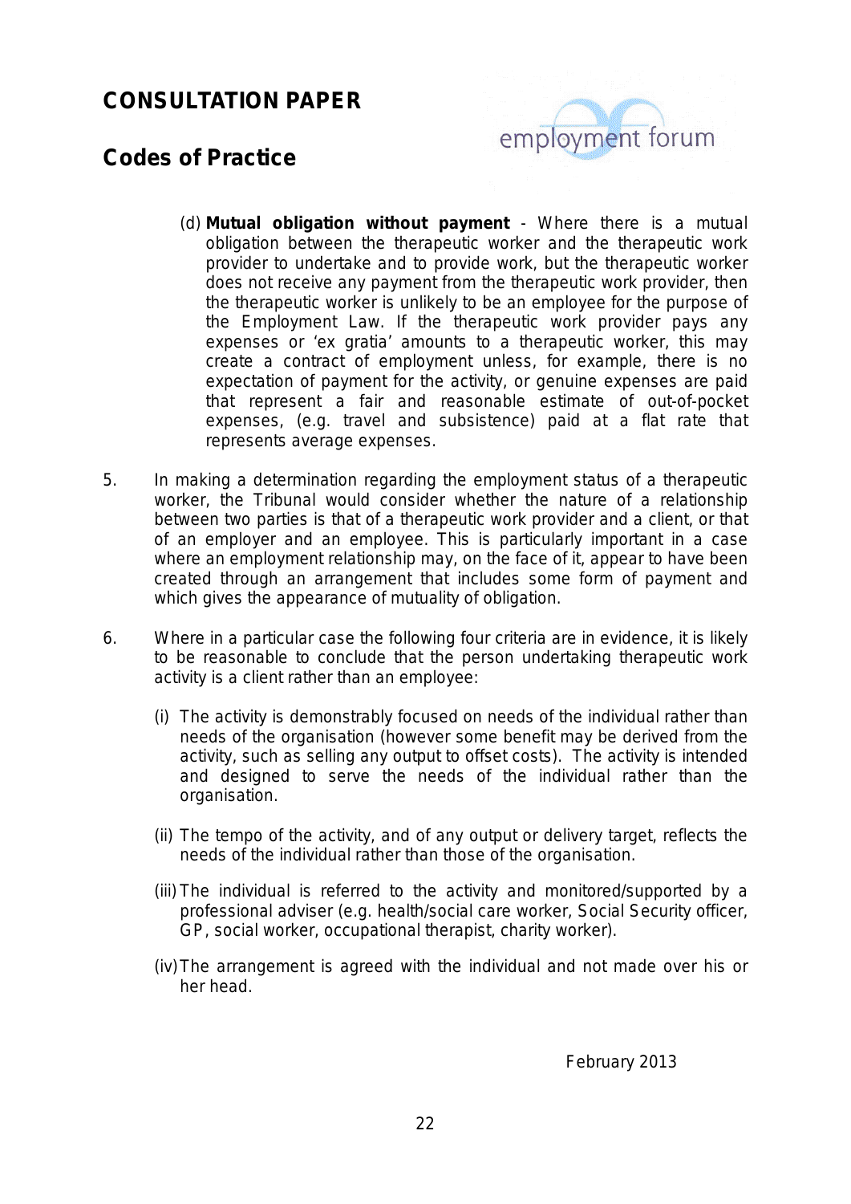(d) **Mutual obligation without payment** - Where there is a mutual obligation between the therapeutic worker and the therapeutic work provider to undertake and to provide work, but the therapeutic worker does not receive any payment from the therapeutic work provider, then the therapeutic worker is unlikely to be an employee for the purpose of the Employment Law. If the therapeutic work provider pays any expenses or 'ex gratia' amounts to a therapeutic worker, this may create a contract of employment unless, for example, there is no expectation of payment for the activity, or genuine expenses are paid that represent a fair and reasonable estimate of out-of-pocket expenses, (e.g. travel and subsistence) paid at a flat rate that represents average expenses.

5. In making a determination regarding the employment status of a therapeutic worker, the Tribunal would consider whether the nature of a relationship between two parties is that of a therapeutic work provider and a client, or that of an employer and an employee. This is particularly important in a case where an employment relationship may, on the face of it, appear to have been created through an arrangement that includes some form of payment and which gives the appearance of mutuality of obligation.

6. Where in a particular case the following four criteria are in evidence, it is likely to be reasonable to conclude that the person undertaking therapeutic work activity is a client rather than an employee:

   (i) The activity is demonstrably focused on needs of the individual rather than needs of the organisation (however some benefit may be derived from the activity, such as selling any output to offset costs). The activity is intended and designed to serve the needs of the individual rather than the organisation.

   (ii) The tempo of the activity, and of any output or delivery target, reflects the needs of the individual rather than those of the organisation.

   (iii) The individual is referred to the activity and monitored/supported by a professional adviser (e.g. health/social care worker, Social Security officer, GP, social worker, occupational therapist, charity worker).

   (iv) The arrangement is agreed with the individual and not made over his or her head.